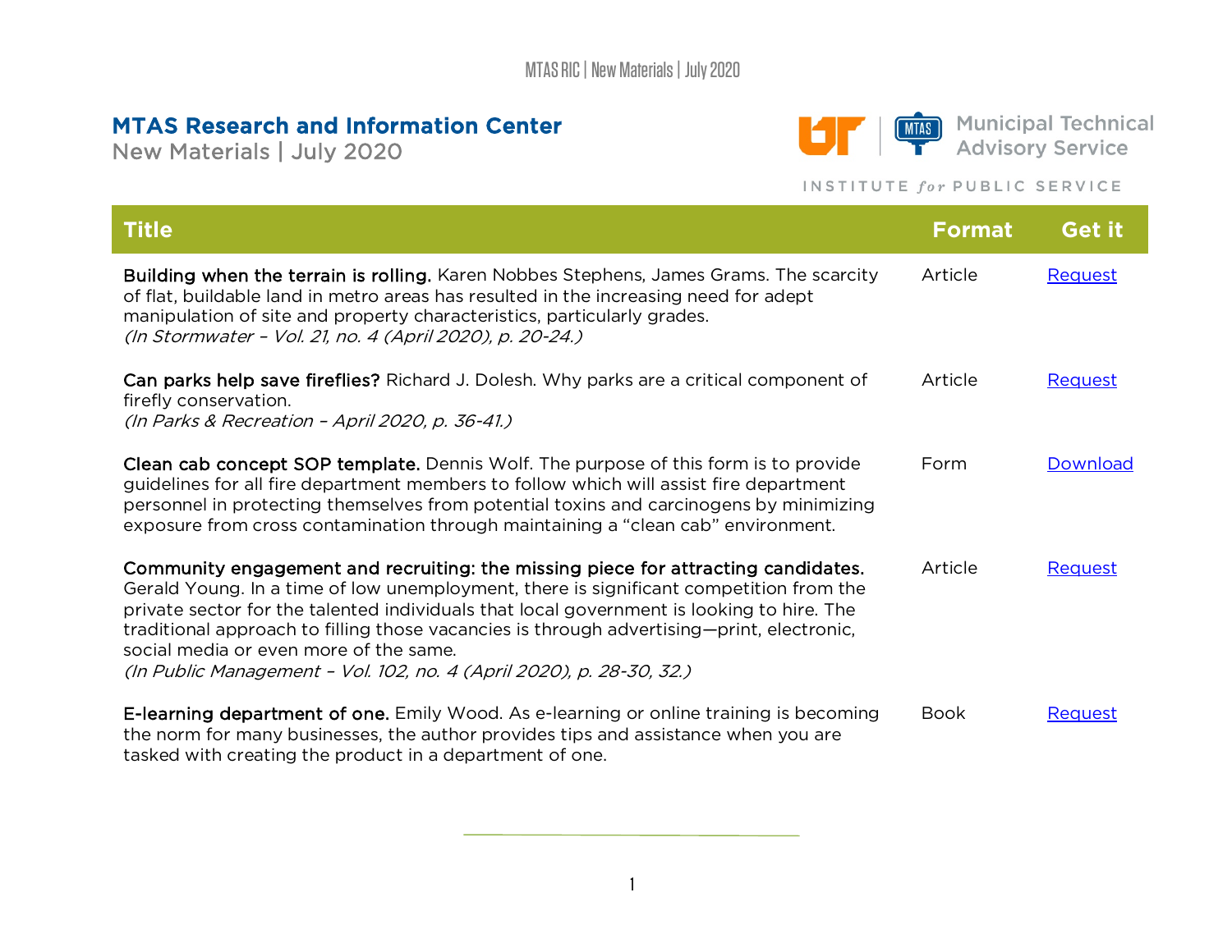# MTAS Research and Information Center

New Materials | July 2020

Municipal Technical Advisory Service

INSTITUTE *for* PUBLIC SERVICE

| Title | Format | Get it |
|---|---|---|
| **Building when the terrain is rolling.** Karen Nobbes Stephens, James Grams. The scarcity of flat, buildable land in metro areas has resulted in the increasing need for adept manipulation of site and property characteristics, particularly grades. *(In Stormwater – Vol. 21, no. 4 (April 2020), p. 20-24.)* | Article | Request |
| **Can parks help save fireflies?** Richard J. Dolesh. Why parks are a critical component of firefly conservation. *(In Parks & Recreation – April 2020, p. 36-41.)* | Article | Request |
| **Clean cab concept SOP template.** Dennis Wolf. The purpose of this form is to provide guidelines for all fire department members to follow which will assist fire department personnel in protecting themselves from potential toxins and carcinogens by minimizing exposure from cross contamination through maintaining a "clean cab" environment. | Form | Download |
| **Community engagement and recruiting: the missing piece for attracting candidates.** Gerald Young. In a time of low unemployment, there is significant competition from the private sector for the talented individuals that local government is looking to hire. The traditional approach to filling those vacancies is through advertising—print, electronic, social media or even more of the same. *(In Public Management – Vol. 102, no. 4 (April 2020), p. 28-30, 32.)* | Article | Request |
| **E-learning department of one.** Emily Wood. As e-learning or online training is becoming the norm for many businesses, the author provides tips and assistance when you are tasked with creating the product in a department of one. | Book | Request |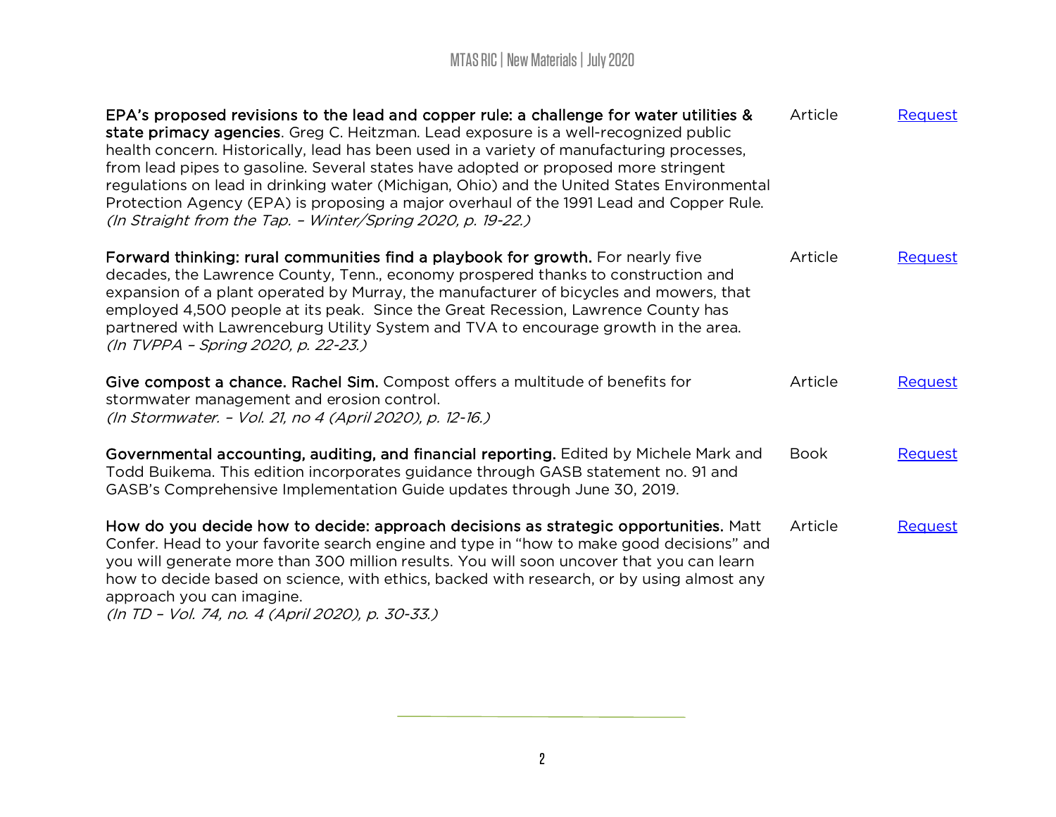| | | |
|---|---|---|
| **EPA's proposed revisions to the lead and copper rule: a challenge for water utilities & state primacy agencies**. Greg C. Heitzman. Lead exposure is a well-recognized public health concern. Historically, lead has been used in a variety of manufacturing processes, from lead pipes to gasoline. Several states have adopted or proposed more stringent regulations on lead in drinking water (Michigan, Ohio) and the United States Environmental Protection Agency (EPA) is proposing a major overhaul of the 1991 Lead and Copper Rule. *(In Straight from the Tap. – Winter/Spring 2020, p. 19-22.)* | Article | Request |
| **Forward thinking: rural communities find a playbook for growth.** For nearly five decades, the Lawrence County, Tenn., economy prospered thanks to construction and expansion of a plant operated by Murray, the manufacturer of bicycles and mowers, that employed 4,500 people at its peak. Since the Great Recession, Lawrence County has partnered with Lawrenceburg Utility System and TVA to encourage growth in the area. *(In TVPPA – Spring 2020, p. 22-23.)* | Article | Request |
| **Give compost a chance. Rachel Sim.** Compost offers a multitude of benefits for stormwater management and erosion control. *(In Stormwater. – Vol. 21, no 4 (April 2020), p. 12-16.)* | Article | Request |
| **Governmental accounting, auditing, and financial reporting.** Edited by Michele Mark and Todd Buikema. This edition incorporates guidance through GASB statement no. 91 and GASB's Comprehensive Implementation Guide updates through June 30, 2019. | Book | Request |
| **How do you decide how to decide: approach decisions as strategic opportunities.** Matt Confer. Head to your favorite search engine and type in "how to make good decisions" and you will generate more than 300 million results. You will soon uncover that you can learn how to decide based on science, with ethics, backed with research, or by using almost any approach you can imagine. *(In TD – Vol. 74, no. 4 (April 2020), p. 30-33.)* | Article | Request |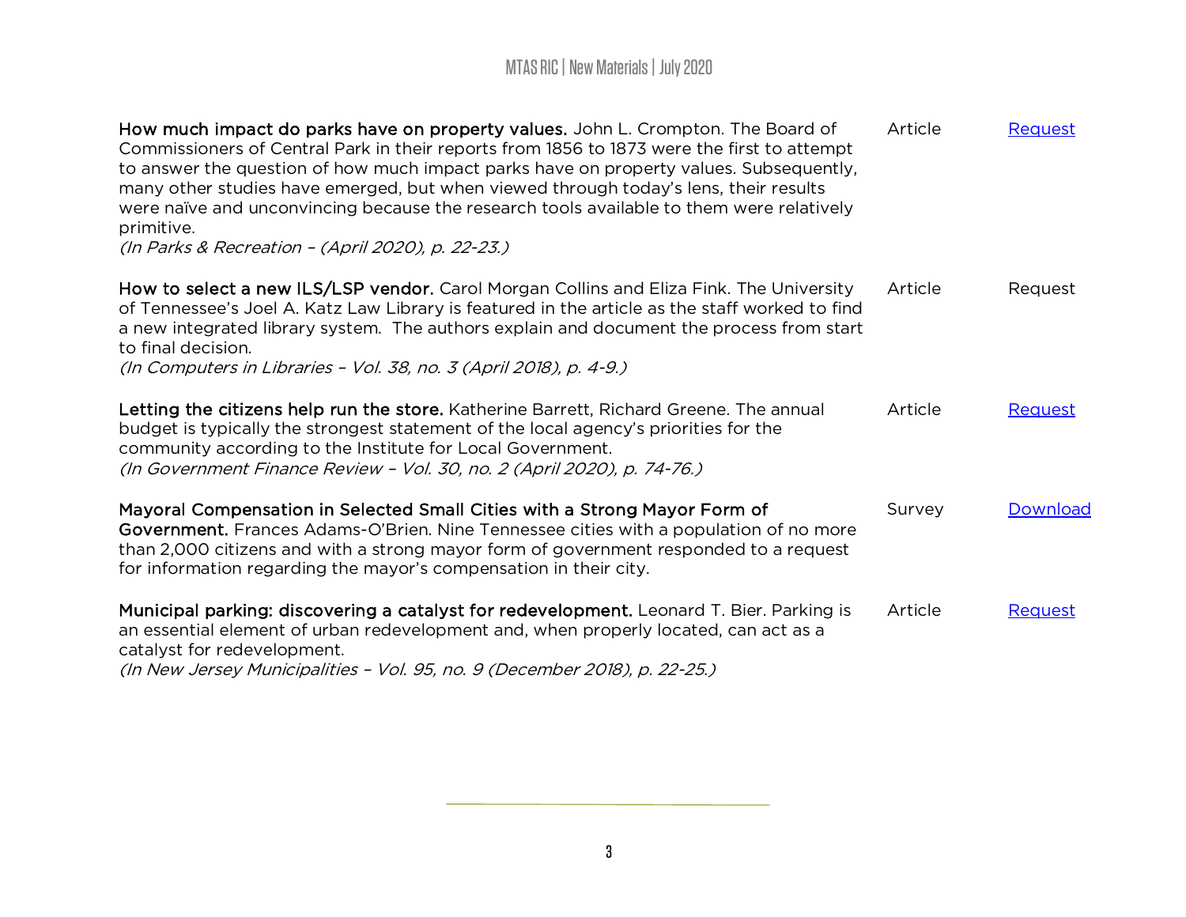| | | |
|---|---|---|
| **How much impact do parks have on property values.** John L. Crompton. The Board of Commissioners of Central Park in their reports from 1856 to 1873 were the first to attempt to answer the question of how much impact parks have on property values. Subsequently, many other studies have emerged, but when viewed through today's lens, their results were naïve and unconvincing because the research tools available to them were relatively primitive. *(In Parks & Recreation – (April 2020), p. 22-23.)* | Article | Request |
| **How to select a new ILS/LSP vendor.** Carol Morgan Collins and Eliza Fink. The University of Tennessee's Joel A. Katz Law Library is featured in the article as the staff worked to find a new integrated library system. The authors explain and document the process from start to final decision. *(In Computers in Libraries – Vol. 38, no. 3 (April 2018), p. 4-9.)* | Article | Request |
| **Letting the citizens help run the store.** Katherine Barrett, Richard Greene. The annual budget is typically the strongest statement of the local agency's priorities for the community according to the Institute for Local Government. *(In Government Finance Review – Vol. 30, no. 2 (April 2020), p. 74-76.)* | Article | Request |
| **Mayoral Compensation in Selected Small Cities with a Strong Mayor Form of Government.** Frances Adams-O'Brien. Nine Tennessee cities with a population of no more than 2,000 citizens and with a strong mayor form of government responded to a request for information regarding the mayor's compensation in their city. | Survey | Download |
| **Municipal parking: discovering a catalyst for redevelopment.** Leonard T. Bier. Parking is an essential element of urban redevelopment and, when properly located, can act as a catalyst for redevelopment. *(In New Jersey Municipalities – Vol. 95, no. 9 (December 2018), p. 22-25.)* | Article | Request |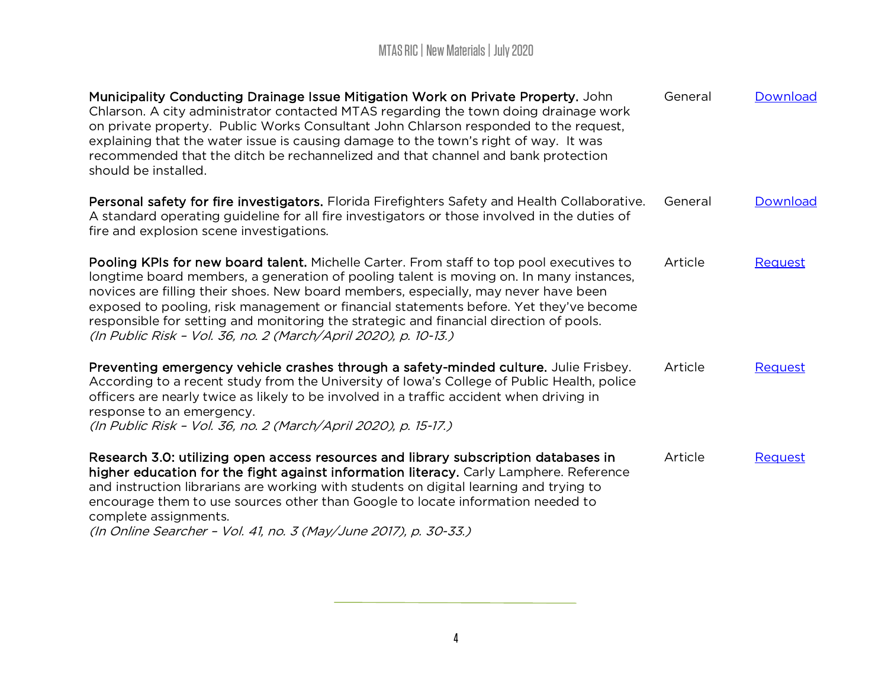| | | |
|---|---|---|
| **Municipality Conducting Drainage Issue Mitigation Work on Private Property.** John Chlarson. A city administrator contacted MTAS regarding the town doing drainage work on private property. Public Works Consultant John Chlarson responded to the request, explaining that the water issue is causing damage to the town's right of way. It was recommended that the ditch be rechannelized and that channel and bank protection should be installed. | General | Download |
| **Personal safety for fire investigators.** Florida Firefighters Safety and Health Collaborative. A standard operating guideline for all fire investigators or those involved in the duties of fire and explosion scene investigations. | General | Download |
| **Pooling KPIs for new board talent.** Michelle Carter. From staff to top pool executives to longtime board members, a generation of pooling talent is moving on. In many instances, novices are filling their shoes. New board members, especially, may never have been exposed to pooling, risk management or financial statements before. Yet they've become responsible for setting and monitoring the strategic and financial direction of pools. *(In Public Risk – Vol. 36, no. 2 (March/April 2020), p. 10-13.)* | Article | Request |
| **Preventing emergency vehicle crashes through a safety-minded culture.** Julie Frisbey. According to a recent study from the University of Iowa's College of Public Health, police officers are nearly twice as likely to be involved in a traffic accident when driving in response to an emergency. *(In Public Risk – Vol. 36, no. 2 (March/April 2020), p. 15-17.)* | Article | Request |
| **Research 3.0: utilizing open access resources and library subscription databases in higher education for the fight against information literacy.** Carly Lamphere. Reference and instruction librarians are working with students on digital learning and trying to encourage them to use sources other than Google to locate information needed to complete assignments. *(In Online Searcher – Vol. 41, no. 3 (May/June 2017), p. 30-33.)* | Article | Request |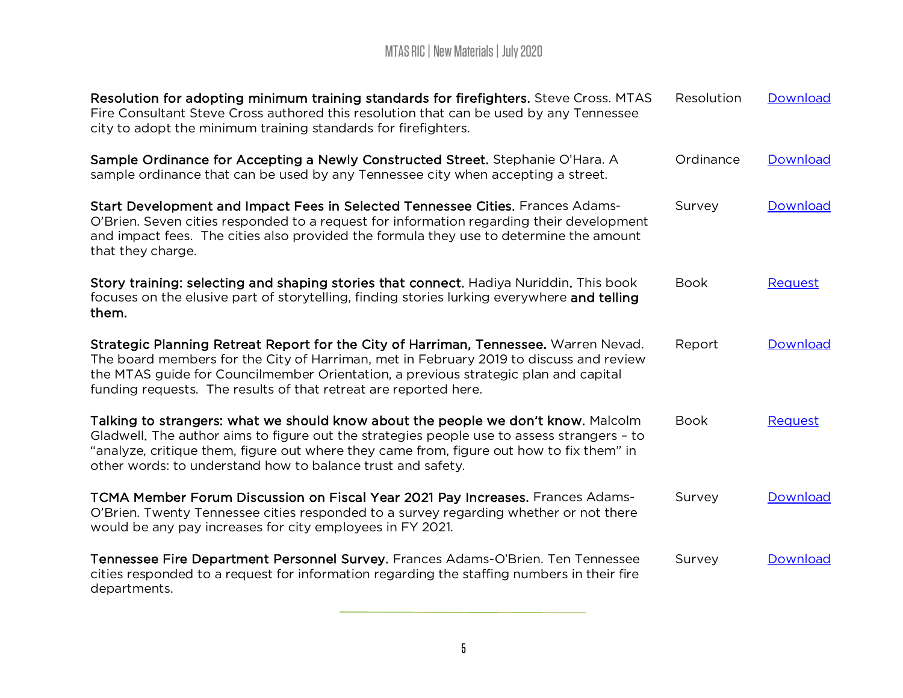| | | |
|---|---|---|
| **Resolution for adopting minimum training standards for firefighters.** Steve Cross. MTAS Fire Consultant Steve Cross authored this resolution that can be used by any Tennessee city to adopt the minimum training standards for firefighters. | Resolution | Download |
| **Sample Ordinance for Accepting a Newly Constructed Street.** Stephanie O'Hara. A sample ordinance that can be used by any Tennessee city when accepting a street. | Ordinance | Download |
| **Start Development and Impact Fees in Selected Tennessee Cities.** Frances Adams-O'Brien. Seven cities responded to a request for information regarding their development and impact fees. The cities also provided the formula they use to determine the amount that they charge. | Survey | Download |
| **Story training: selecting and shaping stories that connect.** Hadiya Nuriddin. This book focuses on the elusive part of storytelling, finding stories lurking everywhere **and telling them.** | Book | Request |
| **Strategic Planning Retreat Report for the City of Harriman, Tennessee.** Warren Nevad. The board members for the City of Harriman, met in February 2019 to discuss and review the MTAS guide for Councilmember Orientation, a previous strategic plan and capital funding requests. The results of that retreat are reported here. | Report | Download |
| **Talking to strangers: what we should know about the people we don't know.** Malcolm Gladwell. The author aims to figure out the strategies people use to assess strangers – to "analyze, critique them, figure out where they came from, figure out how to fix them" in other words: to understand how to balance trust and safety. | Book | Request |
| **TCMA Member Forum Discussion on Fiscal Year 2021 Pay Increases.** Frances Adams-O'Brien. Twenty Tennessee cities responded to a survey regarding whether or not there would be any pay increases for city employees in FY 2021. | Survey | Download |
| **Tennessee Fire Department Personnel Survey.** Frances Adams-O'Brien. Ten Tennessee cities responded to a request for information regarding the staffing numbers in their fire departments. | Survey | Download |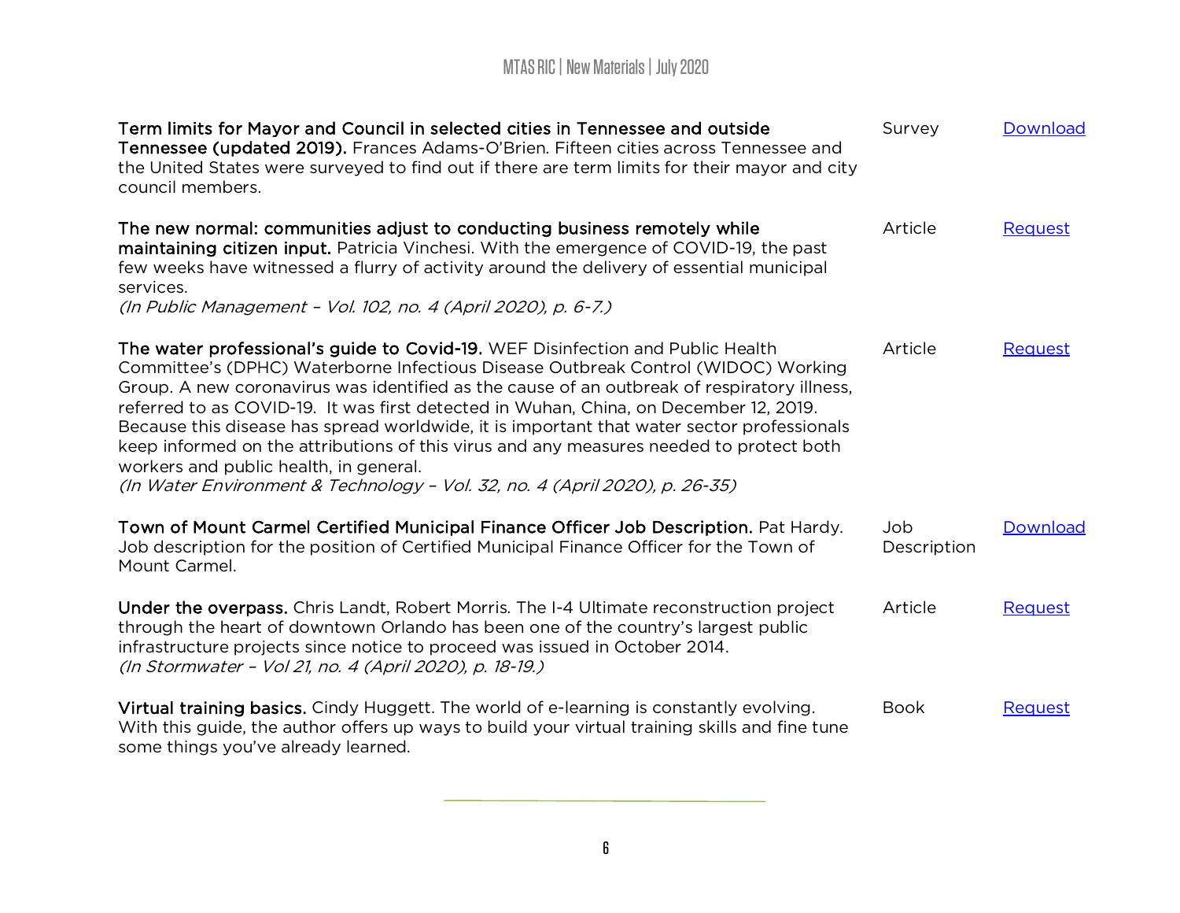| | | |
|---|---|---|
| **Term limits for Mayor and Council in selected cities in Tennessee and outside Tennessee (updated 2019).** Frances Adams-O'Brien. Fifteen cities across Tennessee and the United States were surveyed to find out if there are term limits for their mayor and city council members. | Survey | Download |
| **The new normal: communities adjust to conducting business remotely while maintaining citizen input.** Patricia Vinchesi. With the emergence of COVID-19, the past few weeks have witnessed a flurry of activity around the delivery of essential municipal services. *(In Public Management – Vol. 102, no. 4 (April 2020), p. 6-7.)* | Article | Request |
| **The water professional's guide to Covid-19.** WEF Disinfection and Public Health Committee's (DPHC) Waterborne Infectious Disease Outbreak Control (WIDOC) Working Group. A new coronavirus was identified as the cause of an outbreak of respiratory illness, referred to as COVID-19. It was first detected in Wuhan, China, on December 12, 2019. Because this disease has spread worldwide, it is important that water sector professionals keep informed on the attributions of this virus and any measures needed to protect both workers and public health, in general. *(In Water Environment & Technology – Vol. 32, no. 4 (April 2020), p. 26-35)* | Article | Request |
| **Town of Mount Carmel Certified Municipal Finance Officer Job Description.** Pat Hardy. Job description for the position of Certified Municipal Finance Officer for the Town of Mount Carmel. | Job Description | Download |
| **Under the overpass.** Chris Landt, Robert Morris. The I-4 Ultimate reconstruction project through the heart of downtown Orlando has been one of the country's largest public infrastructure projects since notice to proceed was issued in October 2014. *(In Stormwater – Vol 21, no. 4 (April 2020), p. 18-19.)* | Article | Request |
| **Virtual training basics.** Cindy Huggett. The world of e-learning is constantly evolving. With this guide, the author offers up ways to build your virtual training skills and fine tune some things you've already learned. | Book | Request |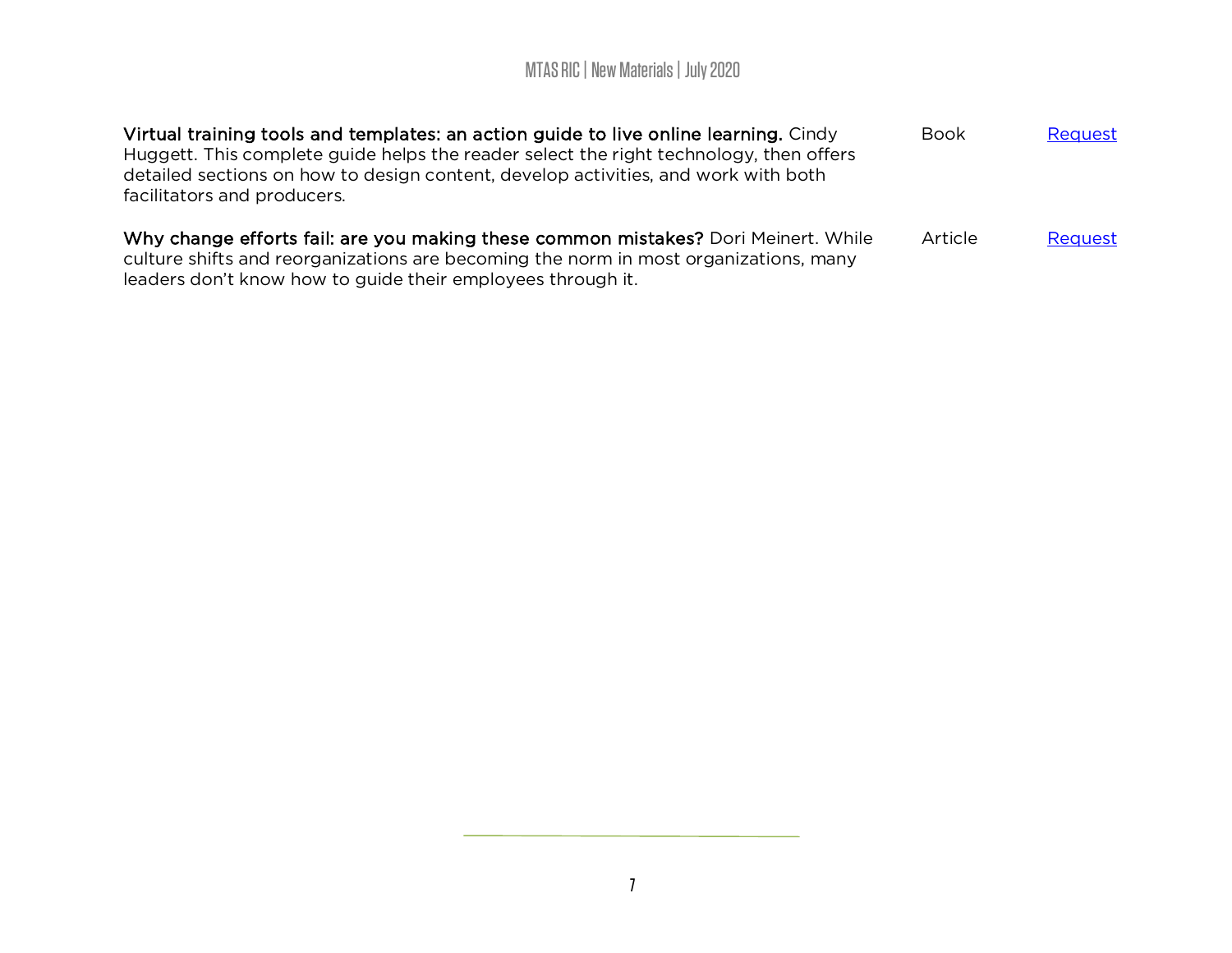| | | |
|---|---|---|
| **Virtual training tools and templates: an action guide to live online learning.** Cindy Huggett. This complete guide helps the reader select the right technology, then offers detailed sections on how to design content, develop activities, and work with both facilitators and producers. | Book | Request |
| **Why change efforts fail: are you making these common mistakes?** Dori Meinert. While culture shifts and reorganizations are becoming the norm in most organizations, many leaders don't know how to guide their employees through it. | Article | Request |